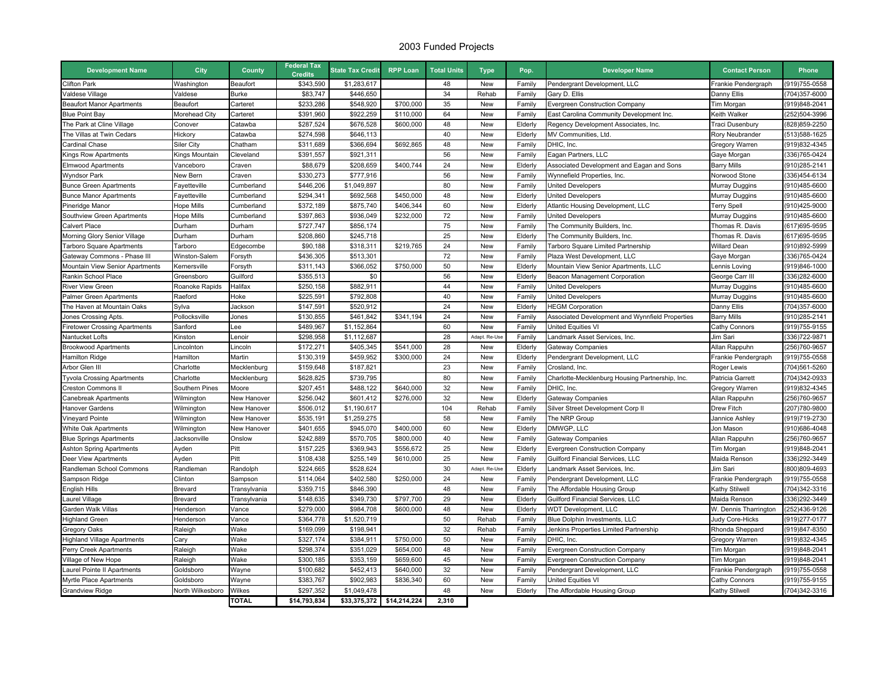# 2003 Funded Projects

| Development Name | City | County | Federal Tax Credits | State Tax Credit | RPP Loan | Total Units | Type | Pop. | Developer Name | Contact Person | Phone |
|---|---|---|---|---|---|---|---|---|---|---|---|
| Clifton Park | Washington | Beaufort | $343,590 | $1,283,617 | | 48 | New | Family | Pendergrant Development, LLC | Frankie Pendergraph | (919)755-0558 |
| Valdese Village | Valdese | Burke | $83,747 | $446,650 | | 34 | Rehab | Family | Gary D. Ellis | Danny Ellis | (704)357-6000 |
| Beaufort Manor Apartments | Beaufort | Carteret | $233,286 | $548,920 | $700,000 | 35 | New | Family | Evergreen Construction Company | Tim Morgan | (919)848-2041 |
| Blue Point Bay | Morehead City | Carteret | $391,960 | $922,259 | $110,000 | 64 | New | Family | East Carolina Community Development Inc. | Keith Walker | (252)504-3996 |
| The Park at Cline Village | Conover | Catawba | $287,524 | $676,528 | $600,000 | 48 | New | Elderly | Regency Development Associates, Inc. | Traci Dusenbury | (828)859-2250 |
| The Villas at Twin Cedars | Hickory | Catawba | $274,598 | $646,113 | | 40 | New | Elderly | MV Communities, Ltd. | Rory Neubrander | (513)588-1625 |
| Cardinal Chase | Siler City | Chatham | $311,689 | $366,694 | $692,865 | 48 | New | Family | DHIC, Inc. | Gregory Warren | (919)832-4345 |
| Kings Row Apartments | Kings Mountain | Cleveland | $391,557 | $921,311 | | 56 | New | Family | Eagan Partners, LLC | Gaye Morgan | (336)765-0424 |
| Elmwood Apartments | Vanceboro | Craven | $88,679 | $208,659 | $400,744 | 24 | New | Elderly | Associated Development and Eagan and Sons | Barry Mills | (910)285-2141 |
| Wyndsor Park | New Bern | Craven | $330,273 | $777,916 | | 56 | New | Family | Wynnefield Properties, Inc. | Norwood Stone | (336)454-6134 |
| Bunce Green Apartments | Fayetteville | Cumberland | $446,206 | $1,049,897 | | 80 | New | Family | United Developers | Murray Duggins | (910)485-6600 |
| Bunce Manor Apartments | Fayetteville | Cumberland | $294,341 | $692,568 | $450,000 | 48 | New | Elderly | United Developers | Murray Duggins | (910)485-6600 |
| Pineridge Manor | Hope Mills | Cumberland | $372,189 | $875,740 | $406,344 | 60 | New | Elderly | Atlantic Housing Development, LLC | Terry Spell | (910)425-9000 |
| Southview Green Apartments | Hope Mills | Cumberland | $397,863 | $936,049 | $232,000 | 72 | New | Family | United Developers | Murray Duggins | (910)485-6600 |
| Calvert Place | Durham | Durham | $727,747 | $856,174 | | 75 | New | Family | The Community Builders, Inc. | Thomas R. Davis | (617)695-9595 |
| Morning Glory Senior Village | Durham | Durham | $208,860 | $245,718 | | 25 | New | Elderly | The Community Builders, Inc. | Thomas R. Davis | (617)695-9595 |
| Tarboro Square Apartments | Tarboro | Edgecombe | $90,188 | $318,311 | $219,765 | 24 | New | Family | Tarboro Square Limited Partnership | Willard Dean | (910)892-5999 |
| Gateway Commons - Phase III | Winston-Salem | Forsyth | $436,305 | $513,301 | | 72 | New | Family | Plaza West Development, LLC | Gaye Morgan | (336)765-0424 |
| Mountain View Senior Apartments | Kernersville | Forsyth | $311,143 | $366,052 | $750,000 | 50 | New | Elderly | Mountain View Senior Apartments, LLC | Lennis Loving | (919)846-1000 |
| Rankin School Place | Greensboro | Guilford | $355,513 | $0 | | 56 | New | Elderly | Beacon Management Corporation | George Carr III | (336)282-6000 |
| River View Green | Roanoke Rapids | Halifax | $250,158 | $882,911 | | 44 | New | Family | United Developers | Murray Duggins | (910)485-6600 |
| Palmer Green Apartments | Raeford | Hoke | $225,591 | $792,808 | | 40 | New | Family | United Developers | Murray Duggins | (910)485-6600 |
| The Haven at Mountain Oaks | Sylva | Jackson | $147,591 | $520,912 | | 24 | New | Elderly | HEGM Corporation | Danny Ellis | (704)357-6000 |
| Jones Crossing Apts. | Pollocksville | Jones | $130,855 | $461,842 | $341,194 | 24 | New | Family | Associated Development and Wynnfield Properties | Barry Mills | (910)285-2141 |
| Firetower Crossing Apartments | Sanford | Lee | $489,967 | $1,152,864 | | 60 | New | Family | United Equities VI | Cathy Connors | (919)755-9155 |
| Nantucket Lofts | Kinston | Lenoir | $298,958 | $1,112,687 | | 28 | Adapt. Re-Use | Family | Landmark Asset Services, Inc. | Jim Sari | (336)722-9871 |
| Brookwood Apartments | Lincolnton | Lincoln | $172,271 | $405,345 | $541,000 | 28 | New | Elderly | Gateway Companies | Allan Rappuhn | (256)760-9657 |
| Hamilton Ridge | Hamilton | Martin | $130,319 | $459,952 | $300,000 | 24 | New | Elderly | Pendergrant Development, LLC | Frankie Pendergraph | (919)755-0558 |
| Arbor Glen III | Charlotte | Mecklenburg | $159,648 | $187,821 | | 23 | New | Family | Crosland, Inc. | Roger Lewis | (704)561-5260 |
| Tyvola Crossing Apartments | Charlotte | Mecklenburg | $628,825 | $739,795 | | 80 | New | Family | Charlotte-Mecklenburg Housing Partnership, Inc. | Patricia Garrett | (704)342-0933 |
| Creston Commons II | Southern Pines | Moore | $207,451 | $488,122 | $640,000 | 32 | New | Family | DHIC, Inc. | Gregory Warren | (919)832-4345 |
| Canebreak Apartments | Wilmington | New Hanover | $256,042 | $601,412 | $276,000 | 32 | New | Elderly | Gateway Companies | Allan Rappuhn | (256)760-9657 |
| Hanover Gardens | Wilmington | New Hanover | $506,012 | $1,190,617 | | 104 | Rehab | Family | Silver Street Development Corp II | Drew Fitch | (207)780-9800 |
| Vineyard Pointe | Wilmington | New Hanover | $535,191 | $1,259,275 | | 58 | New | Family | The NRP Group | Jannice Ashley | (919)719-2730 |
| White Oak Apartments | Wilmington | New Hanover | $401,655 | $945,070 | $400,000 | 60 | New | Elderly | DMWGP, LLC | Jon Mason | (910)686-4048 |
| Blue Springs Apartments | Jacksonville | Onslow | $242,889 | $570,705 | $800,000 | 40 | New | Elderly | Gateway Companies | Allan Rappuhn | (256)760-9657 |
| Ashton Spring Apartments | Ayden | Pitt | $157,225 | $369,943 | $556,672 | 25 | New | Elderly | Evergreen Construction Company | Tim Morgan | (919)848-2041 |
| Deer View Apartments | Ayden | Pitt | $108,438 | $255,149 | $610,000 | 25 | New | Family | Guilford Financial Services, LLC | Maida Renson | (336)292-3449 |
| Randleman School Commons | Randleman | Randolph | $224,665 | $528,624 | | 30 | Adapt. Re-Use | Elderly | Landmark Asset Services, Inc. | Jim Sari | (800)809-4693 |
| Sampson Ridge | Clinton | Sampson | $114,064 | $402,580 | $250,000 | 24 | New | Family | Pendergrant Development, LLC | Frankie Pendergraph | (919)755-0558 |
| English Hills | Brevard | Transylvania | $359,715 | $846,390 | | 48 | New | Family | The Affordable Housing Group | Kathy Stilwell | (704)342-3316 |
| Laurel Village | Brevard | Transylvania | $148,635 | $349,730 | $797,700 | 29 | New | Elderly | Guilford Financial Services, LLC | Maida Renson | (336)292-3449 |
| Garden Walk Villas | Henderson | Vance | $279,000 | $984,708 | $600,000 | 48 | New | Elderly | WDT Development, LLC | W. Dennis Tharrington | (252)436-9126 |
| Highland Green | Henderson | Vance | $364,778 | $1,520,719 | | 50 | Rehab | Family | Blue Dolphin Investments, LLC | Judy Core-Hicks | (919)277-0177 |
| Gregory Oaks | Raleigh | Wake | $169,099 | $198,941 | | 32 | Rehab | Family | Jenkins Properties Limited Partnership | Rhonda Sheppard | (919)847-8350 |
| Highland Village Apartments | Cary | Wake | $327,174 | $384,911 | $750,000 | 50 | New | Family | DHIC, Inc. | Gregory Warren | (919)832-4345 |
| Perry Creek Apartments | Raleigh | Wake | $298,374 | $351,029 | $654,000 | 48 | New | Family | Evergreen Construction Company | Tim Morgan | (919)848-2041 |
| Village of New Hope | Raleigh | Wake | $300,185 | $353,159 | $659,600 | 45 | New | Family | Evergreen Construction Company | Tim Morgan | (919)848-2041 |
| Laurel Pointe II Apartments | Goldsboro | Wayne | $100,682 | $452,413 | $640,000 | 32 | New | Family | Pendergrant Development, LLC | Frankie Pendergraph | (919)755-0558 |
| Myrtle Place Apartments | Goldsboro | Wayne | $383,767 | $902,983 | $836,340 | 60 | New | Family | United Equities VI | Cathy Connors | (919)755-9155 |
| Grandview Ridge | North Wilkesboro | Wilkes | $297,352 | $1,049,478 | | 48 | New | Elderly | The Affordable Housing Group | Kathy Stilwell | (704)342-3316 |
| | | **TOTAL** | **$14,793,834** | **$33,375,372** | **$14,214,224** | **2,310** | | | | | |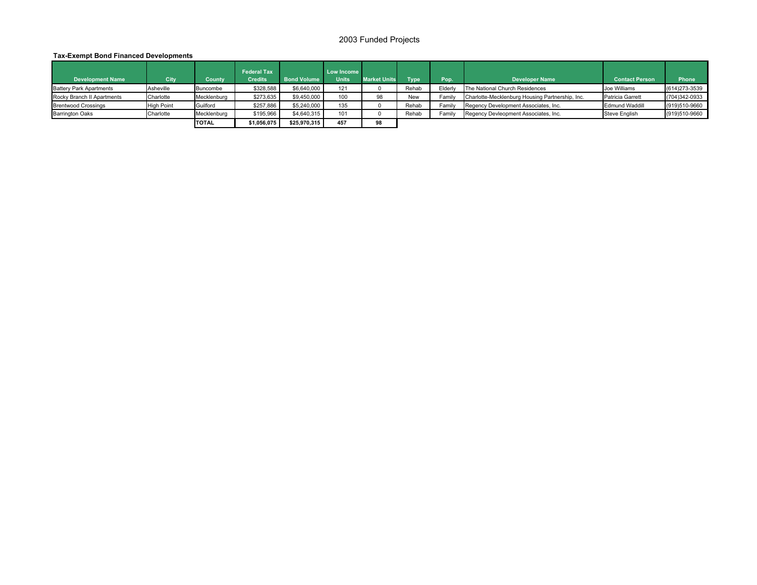# 2003 Funded Projects

**Tax-Exempt Bond Financed Developments**

| Development Name | City | County | Federal Tax Credits | Bond Volume | Low Income Units | Market Units | Type | Pop. | Developer Name | Contact Person | Phone |
|---|---|---|---|---|---|---|---|---|---|---|---|
| Battery Park Apartments | Asheville | Buncombe | $328,588 | $6,640,000 | 121 | 0 | Rehab | Elderly | The National Church Residences | Joe Williams | (614)273-3539 |
| Rocky Branch II Apartments | Charlotte | Mecklenburg | $273,635 | $9,450,000 | 100 | 98 | New | Family | Charlotte-Mecklenburg Housing Partnership, Inc. | Patricia Garrett | (704)342-0933 |
| Brentwood Crossings | High Point | Guilford | $257,886 | $5,240,000 | 135 | 0 | Rehab | Family | Regency Development Associates, Inc. | Edmund Waddill | (919)510-9660 |
| Barrington Oaks | Charlotte | Mecklenburg | $195,966 | $4,640,315 | 101 | 0 | Rehab | Family | Regency Devleopment Associates, Inc. | Steve English | (919)510-9660 |
| | | **TOTAL** | **$1,056,075** | **$25,970,315** | **457** | **98** | | | | | |